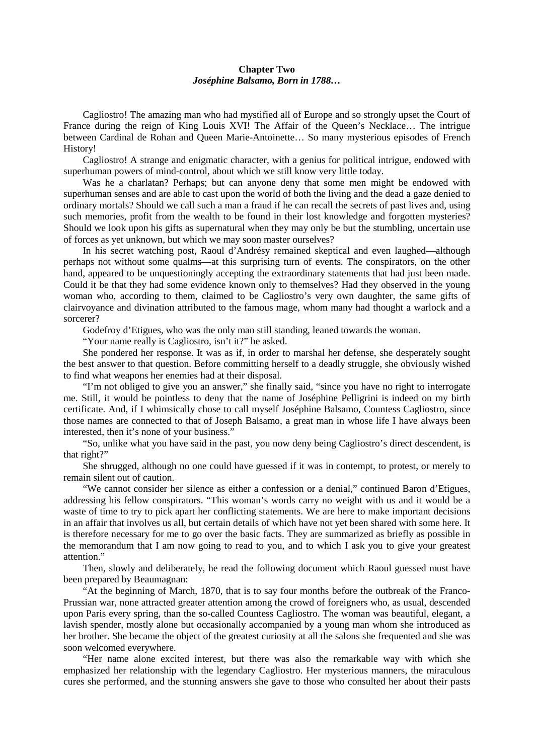## Chapter Two
### *Joséphine Balsamo, Born in 1788…*

Cagliostro! The amazing man who had mystified all of Europe and so strongly upset the Court of France during the reign of King Louis XVI! The Affair of the Queen's Necklace… The intrigue between Cardinal de Rohan and Queen Marie-Antoinette… So many mysterious episodes of French History!

Cagliostro! A strange and enigmatic character, with a genius for political intrigue, endowed with superhuman powers of mind-control, about which we still know very little today.

Was he a charlatan? Perhaps; but can anyone deny that some men might be endowed with superhuman senses and are able to cast upon the world of both the living and the dead a gaze denied to ordinary mortals? Should we call such a man a fraud if he can recall the secrets of past lives and, using such memories, profit from the wealth to be found in their lost knowledge and forgotten mysteries? Should we look upon his gifts as supernatural when they may only be but the stumbling, uncertain use of forces as yet unknown, but which we may soon master ourselves?

In his secret watching post, Raoul d'Andrésy remained skeptical and even laughed—although perhaps not without some qualms—at this surprising turn of events. The conspirators, on the other hand, appeared to be unquestioningly accepting the extraordinary statements that had just been made. Could it be that they had some evidence known only to themselves? Had they observed in the young woman who, according to them, claimed to be Cagliostro's very own daughter, the same gifts of clairvoyance and divination attributed to the famous mage, whom many had thought a warlock and a sorcerer?

Godefroy d'Etigues, who was the only man still standing, leaned towards the woman.

"Your name really is Cagliostro, isn't it?" he asked.

She pondered her response. It was as if, in order to marshal her defense, she desperately sought the best answer to that question. Before committing herself to a deadly struggle, she obviously wished to find what weapons her enemies had at their disposal.

"I'm not obliged to give you an answer," she finally said, "since you have no right to interrogate me. Still, it would be pointless to deny that the name of Joséphine Pelligrini is indeed on my birth certificate. And, if I whimsically chose to call myself Joséphine Balsamo, Countess Cagliostro, since those names are connected to that of Joseph Balsamo, a great man in whose life I have always been interested, then it's none of your business."

"So, unlike what you have said in the past, you now deny being Cagliostro's direct descendent, is that right?"

She shrugged, although no one could have guessed if it was in contempt, to protest, or merely to remain silent out of caution.

"We cannot consider her silence as either a confession or a denial," continued Baron d'Etigues, addressing his fellow conspirators. "This woman's words carry no weight with us and it would be a waste of time to try to pick apart her conflicting statements. We are here to make important decisions in an affair that involves us all, but certain details of which have not yet been shared with some here. It is therefore necessary for me to go over the basic facts. They are summarized as briefly as possible in the memorandum that I am now going to read to you, and to which I ask you to give your greatest attention."

Then, slowly and deliberately, he read the following document which Raoul guessed must have been prepared by Beaumagnan:

"At the beginning of March, 1870, that is to say four months before the outbreak of the Franco-Prussian war, none attracted greater attention among the crowd of foreigners who, as usual, descended upon Paris every spring, than the so-called Countess Cagliostro. The woman was beautiful, elegant, a lavish spender, mostly alone but occasionally accompanied by a young man whom she introduced as her brother. She became the object of the greatest curiosity at all the salons she frequented and she was soon welcomed everywhere.

"Her name alone excited interest, but there was also the remarkable way with which she emphasized her relationship with the legendary Cagliostro. Her mysterious manners, the miraculous cures she performed, and the stunning answers she gave to those who consulted her about their pasts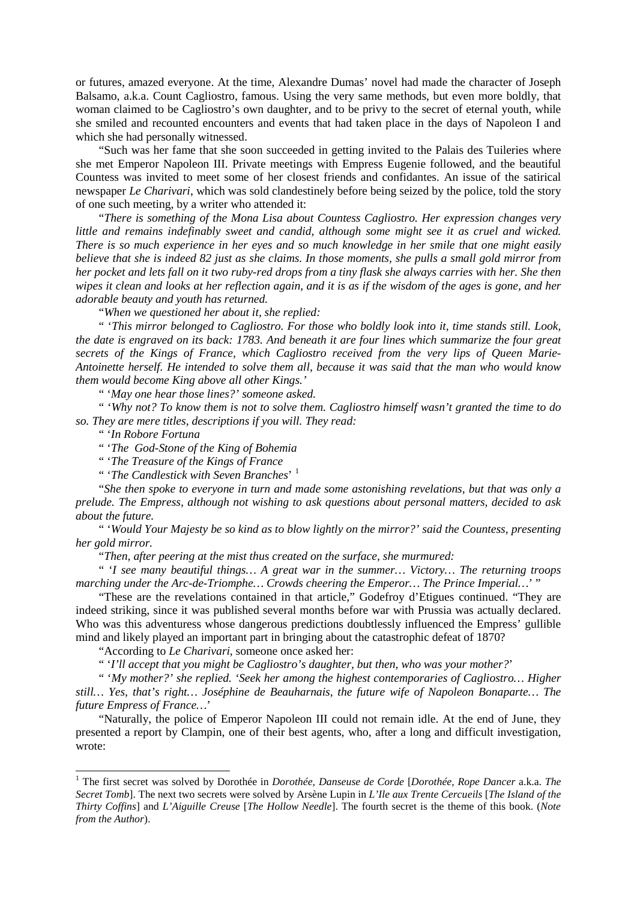or futures, amazed everyone. At the time, Alexandre Dumas' novel had made the character of Joseph Balsamo, a.k.a. Count Cagliostro, famous. Using the very same methods, but even more boldly, that woman claimed to be Cagliostro's own daughter, and to be privy to the secret of eternal youth, while she smiled and recounted encounters and events that had taken place in the days of Napoleon I and which she had personally witnessed.

"Such was her fame that she soon succeeded in getting invited to the Palais des Tuileries where she met Emperor Napoleon III. Private meetings with Empress Eugenie followed, and the beautiful Countess was invited to meet some of her closest friends and confidantes. An issue of the satirical newspaper *Le Charivari*, which was sold clandestinely before being seized by the police, told the story of one such meeting, by a writer who attended it:

"*There is something of the Mona Lisa about Countess Cagliostro. Her expression changes very little and remains indefinably sweet and candid, although some might see it as cruel and wicked. There is so much experience in her eyes and so much knowledge in her smile that one might easily believe that she is indeed 82 just as she claims. In those moments, she pulls a small gold mirror from her pocket and lets fall on it two ruby-red drops from a tiny flask she always carries with her. She then wipes it clean and looks at her reflection again, and it is as if the wisdom of the ages is gone, and her adorable beauty and youth has returned.*

"*When we questioned her about it, she replied:*

" '*This mirror belonged to Cagliostro. For those who boldly look into it, time stands still. Look, the date is engraved on its back: 1783. And beneath it are four lines which summarize the four great secrets of the Kings of France, which Cagliostro received from the very lips of Queen Marie-Antoinette herself. He intended to solve them all, because it was said that the man who would know them would become King above all other Kings.*'

" '*May one hear those lines?' someone asked.*

" '*Why not? To know them is not to solve them. Cagliostro himself wasn't granted the time to do so. They are mere titles, descriptions if you will. They read:*

" '*In Robore Fortuna*

" '*The God-Stone of the King of Bohemia*

" '*The Treasure of the Kings of France*

" '*The Candlestick with Seven Branches*' [1]

"*She then spoke to everyone in turn and made some astonishing revelations, but that was only a prelude. The Empress, although not wishing to ask questions about personal matters, decided to ask about the future.*

" '*Would Your Majesty be so kind as to blow lightly on the mirror?' said the Countess, presenting her gold mirror.*

"*Then, after peering at the mist thus created on the surface, she murmured:*

" '*I see many beautiful things… A great war in the summer… Victory… The returning troops marching under the Arc-de-Triomphe… Crowds cheering the Emperor… The Prince Imperial…*' "

"These are the revelations contained in that article," Godefroy d'Etigues continued. "They are indeed striking, since it was published several months before war with Prussia was actually declared. Who was this adventuress whose dangerous predictions doubtlessly influenced the Empress' gullible mind and likely played an important part in bringing about the catastrophic defeat of 1870?

"According to *Le Charivari*, someone once asked her:

" '*I'll accept that you might be Cagliostro's daughter, but then, who was your mother?*'

" '*My mother?' she replied. 'Seek her among the highest contemporaries of Cagliostro… Higher still… Yes, that's right… Joséphine de Beauharnais, the future wife of Napoleon Bonaparte… The future Empress of France…*'

"Naturally, the police of Emperor Napoleon III could not remain idle. At the end of June, they presented a report by Clampin, one of their best agents, who, after a long and difficult investigation, wrote:

---

[1] The first secret was solved by Dorothée in *Dorothée, Danseuse de Corde* [*Dorothée, Rope Dancer* a.k.a. *The Secret Tomb*]. The next two secrets were solved by Arsène Lupin in *L'Ile aux Trente Cercueils* [*The Island of the Thirty Coffins*] and *L'Aiguille Creuse* [*The Hollow Needle*]. The fourth secret is the theme of this book. (*Note from the Author*).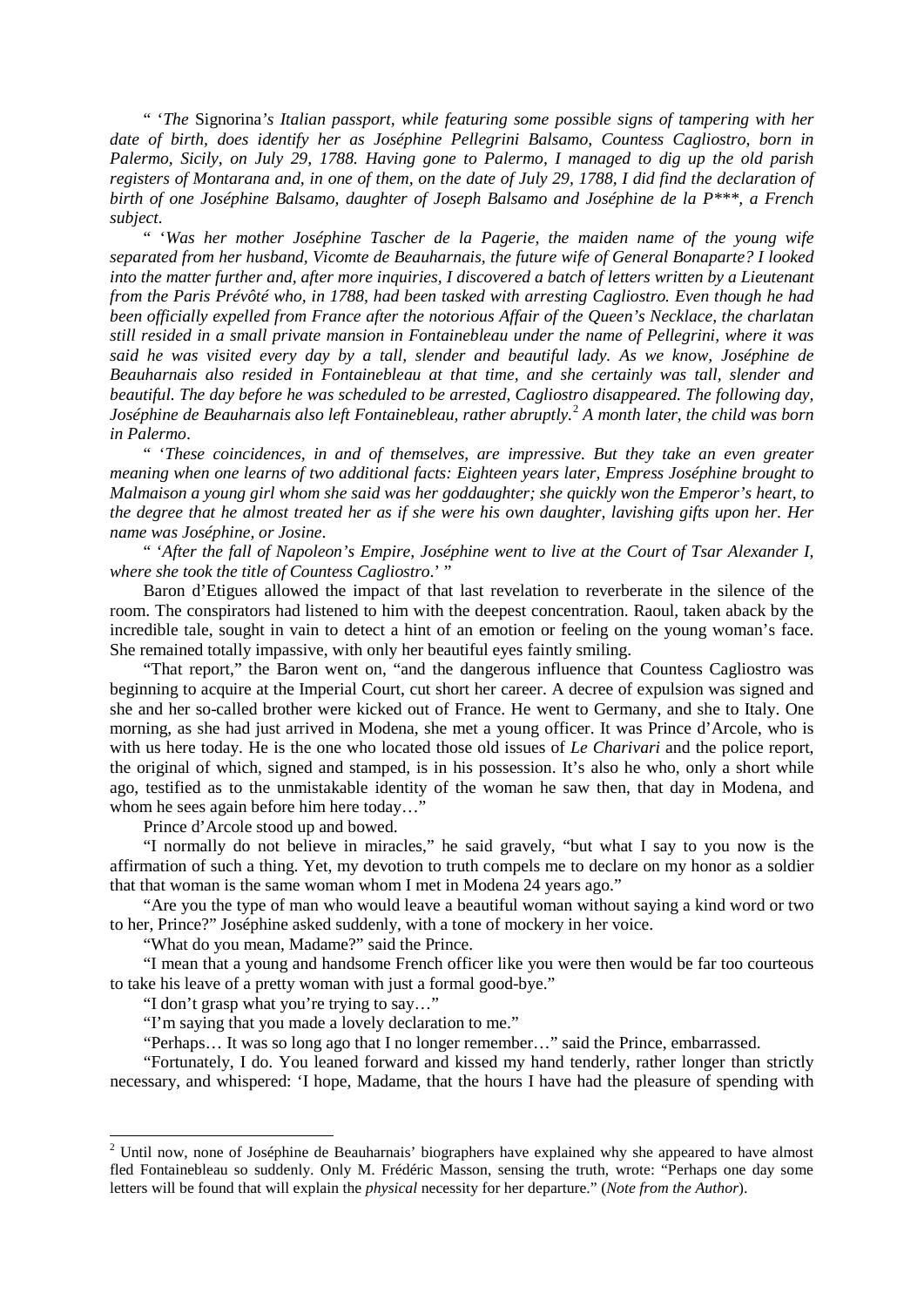" '*The* Signorina*'s Italian passport, while featuring some possible signs of tampering with her date of birth, does identify her as Joséphine Pellegrini Balsamo, Countess Cagliostro, born in Palermo, Sicily, on July 29, 1788. Having gone to Palermo, I managed to dig up the old parish registers of Montarana and, in one of them, on the date of July 29, 1788, I did find the declaration of birth of one Joséphine Balsamo, daughter of Joseph Balsamo and Joséphine de la P\*\*\*, a French subject.*

" '*Was her mother Joséphine Tascher de la Pagerie, the maiden name of the young wife separated from her husband, Vicomte de Beauharnais, the future wife of General Bonaparte? I looked into the matter further and, after more inquiries, I discovered a batch of letters written by a Lieutenant from the Paris Prévôté who, in 1788, had been tasked with arresting Cagliostro. Even though he had been officially expelled from France after the notorious Affair of the Queen's Necklace, the charlatan still resided in a small private mansion in Fontainebleau under the name of Pellegrini, where it was said he was visited every day by a tall, slender and beautiful lady. As we know, Joséphine de Beauharnais also resided in Fontainebleau at that time, and she certainly was tall, slender and beautiful. The day before he was scheduled to be arrested, Cagliostro disappeared. The following day, Joséphine de Beauharnais also left Fontainebleau, rather abruptly.*[2] *A month later, the child was born in Palermo*.

" '*These coincidences, in and of themselves, are impressive. But they take an even greater meaning when one learns of two additional facts: Eighteen years later, Empress Joséphine brought to Malmaison a young girl whom she said was her goddaughter; she quickly won the Emperor's heart, to the degree that he almost treated her as if she were his own daughter, lavishing gifts upon her. Her name was Joséphine, or Josine*.

" '*After the fall of Napoleon's Empire, Joséphine went to live at the Court of Tsar Alexander I, where she took the title of Countess Cagliostro.*' "

Baron d'Etigues allowed the impact of that last revelation to reverberate in the silence of the room. The conspirators had listened to him with the deepest concentration. Raoul, taken aback by the incredible tale, sought in vain to detect a hint of an emotion or feeling on the young woman's face. She remained totally impassive, with only her beautiful eyes faintly smiling.

"That report," the Baron went on, "and the dangerous influence that Countess Cagliostro was beginning to acquire at the Imperial Court, cut short her career. A decree of expulsion was signed and she and her so-called brother were kicked out of France. He went to Germany, and she to Italy. One morning, as she had just arrived in Modena, she met a young officer. It was Prince d'Arcole, who is with us here today. He is the one who located those old issues of *Le Charivari* and the police report, the original of which, signed and stamped, is in his possession. It's also he who, only a short while ago, testified as to the unmistakable identity of the woman he saw then, that day in Modena, and whom he sees again before him here today…"

Prince d'Arcole stood up and bowed.

"I normally do not believe in miracles," he said gravely, "but what I say to you now is the affirmation of such a thing. Yet, my devotion to truth compels me to declare on my honor as a soldier that that woman is the same woman whom I met in Modena 24 years ago."

"Are you the type of man who would leave a beautiful woman without saying a kind word or two to her, Prince?" Joséphine asked suddenly, with a tone of mockery in her voice.

"What do you mean, Madame?" said the Prince.

"I mean that a young and handsome French officer like you were then would be far too courteous to take his leave of a pretty woman with just a formal good-bye."

"I don't grasp what you're trying to say…"

"I'm saying that you made a lovely declaration to me."

"Perhaps… It was so long ago that I no longer remember…" said the Prince, embarrassed.

"Fortunately, I do. You leaned forward and kissed my hand tenderly, rather longer than strictly necessary, and whispered: 'I hope, Madame, that the hours I have had the pleasure of spending with

---

[2] Until now, none of Joséphine de Beauharnais' biographers have explained why she appeared to have almost fled Fontainebleau so suddenly. Only M. Frédéric Masson, sensing the truth, wrote: "Perhaps one day some letters will be found that will explain the *physical* necessity for her departure." (*Note from the Author*).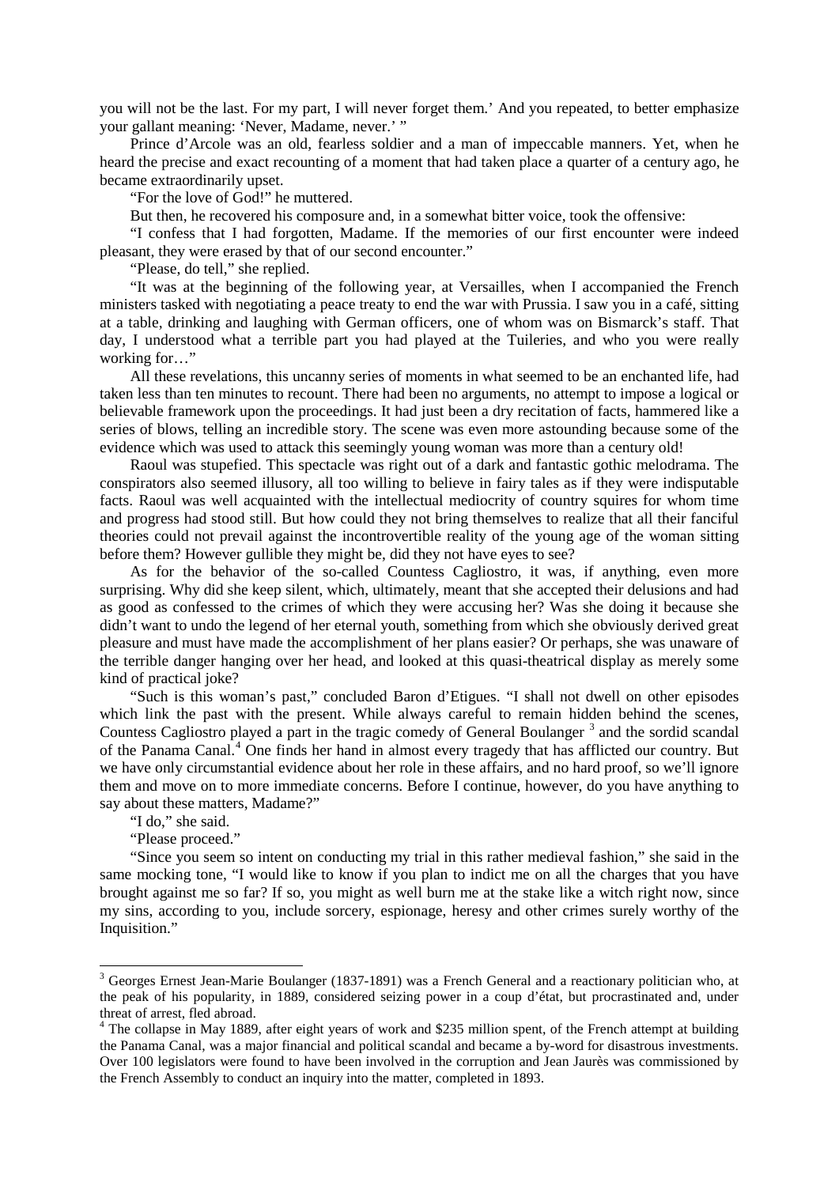you will not be the last. For my part, I will never forget them.' And you repeated, to better emphasize your gallant meaning: 'Never, Madame, never.' "

Prince d'Arcole was an old, fearless soldier and a man of impeccable manners. Yet, when he heard the precise and exact recounting of a moment that had taken place a quarter of a century ago, he became extraordinarily upset.

"For the love of God!" he muttered.

But then, he recovered his composure and, in a somewhat bitter voice, took the offensive:

"I confess that I had forgotten, Madame. If the memories of our first encounter were indeed pleasant, they were erased by that of our second encounter."

"Please, do tell," she replied.

"It was at the beginning of the following year, at Versailles, when I accompanied the French ministers tasked with negotiating a peace treaty to end the war with Prussia. I saw you in a café, sitting at a table, drinking and laughing with German officers, one of whom was on Bismarck's staff. That day, I understood what a terrible part you had played at the Tuileries, and who you were really working for…"

All these revelations, this uncanny series of moments in what seemed to be an enchanted life, had taken less than ten minutes to recount. There had been no arguments, no attempt to impose a logical or believable framework upon the proceedings. It had just been a dry recitation of facts, hammered like a series of blows, telling an incredible story. The scene was even more astounding because some of the evidence which was used to attack this seemingly young woman was more than a century old!

Raoul was stupefied. This spectacle was right out of a dark and fantastic gothic melodrama. The conspirators also seemed illusory, all too willing to believe in fairy tales as if they were indisputable facts. Raoul was well acquainted with the intellectual mediocrity of country squires for whom time and progress had stood still. But how could they not bring themselves to realize that all their fanciful theories could not prevail against the incontrovertible reality of the young age of the woman sitting before them? However gullible they might be, did they not have eyes to see?

As for the behavior of the so-called Countess Cagliostro, it was, if anything, even more surprising. Why did she keep silent, which, ultimately, meant that she accepted their delusions and had as good as confessed to the crimes of which they were accusing her? Was she doing it because she didn't want to undo the legend of her eternal youth, something from which she obviously derived great pleasure and must have made the accomplishment of her plans easier? Or perhaps, she was unaware of the terrible danger hanging over her head, and looked at this quasi-theatrical display as merely some kind of practical joke?

"Such is this woman's past," concluded Baron d'Etigues. "I shall not dwell on other episodes which link the past with the present. While always careful to remain hidden behind the scenes, Countess Cagliostro played a part in the tragic comedy of General Boulanger [3] and the sordid scandal of the Panama Canal.[4] One finds her hand in almost every tragedy that has afflicted our country. But we have only circumstantial evidence about her role in these affairs, and no hard proof, so we'll ignore them and move on to more immediate concerns. Before I continue, however, do you have anything to say about these matters, Madame?"

"I do," she said.

"Please proceed."

"Since you seem so intent on conducting my trial in this rather medieval fashion," she said in the same mocking tone, "I would like to know if you plan to indict me on all the charges that you have brought against me so far? If so, you might as well burn me at the stake like a witch right now, since my sins, according to you, include sorcery, espionage, heresy and other crimes surely worthy of the Inquisition."

---

[3] Georges Ernest Jean-Marie Boulanger (1837-1891) was a French General and a reactionary politician who, at the peak of his popularity, in 1889, considered seizing power in a coup d'état, but procrastinated and, under threat of arrest, fled abroad.

[4] The collapse in May 1889, after eight years of work and $235 million spent, of the French attempt at building the Panama Canal, was a major financial and political scandal and became a by-word for disastrous investments. Over 100 legislators were found to have been involved in the corruption and Jean Jaurès was commissioned by the French Assembly to conduct an inquiry into the matter, completed in 1893.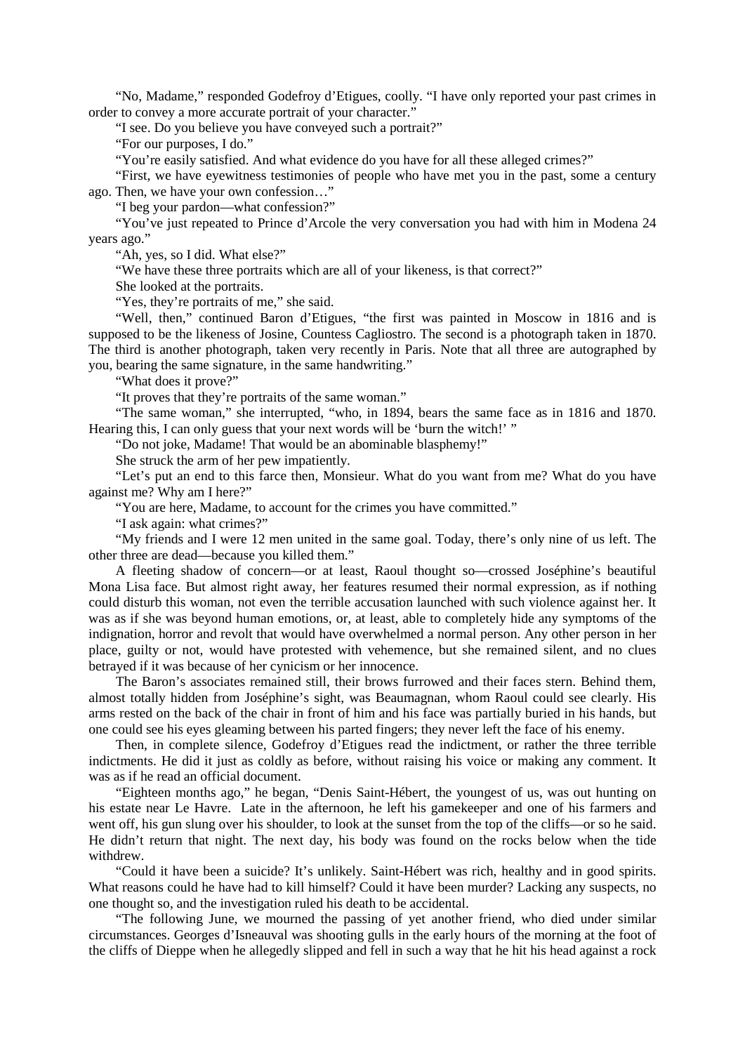"No, Madame," responded Godefroy d'Etigues, coolly. "I have only reported your past crimes in order to convey a more accurate portrait of your character."

"I see. Do you believe you have conveyed such a portrait?"

"For our purposes, I do."

"You're easily satisfied. And what evidence do you have for all these alleged crimes?"

"First, we have eyewitness testimonies of people who have met you in the past, some a century ago. Then, we have your own confession…"

"I beg your pardon—what confession?"

"You've just repeated to Prince d'Arcole the very conversation you had with him in Modena 24 years ago."

"Ah, yes, so I did. What else?"

"We have these three portraits which are all of your likeness, is that correct?"

She looked at the portraits.

"Yes, they're portraits of me," she said.

"Well, then," continued Baron d'Etigues, "the first was painted in Moscow in 1816 and is supposed to be the likeness of Josine, Countess Cagliostro. The second is a photograph taken in 1870. The third is another photograph, taken very recently in Paris. Note that all three are autographed by you, bearing the same signature, in the same handwriting."

"What does it prove?"

"It proves that they're portraits of the same woman."

"The same woman," she interrupted, "who, in 1894, bears the same face as in 1816 and 1870. Hearing this, I can only guess that your next words will be 'burn the witch!' "

"Do not joke, Madame! That would be an abominable blasphemy!"

She struck the arm of her pew impatiently.

"Let's put an end to this farce then, Monsieur. What do you want from me? What do you have against me? Why am I here?"

"You are here, Madame, to account for the crimes you have committed."

"I ask again: what crimes?"

"My friends and I were 12 men united in the same goal. Today, there's only nine of us left. The other three are dead—because you killed them."

A fleeting shadow of concern—or at least, Raoul thought so—crossed Joséphine's beautiful Mona Lisa face. But almost right away, her features resumed their normal expression, as if nothing could disturb this woman, not even the terrible accusation launched with such violence against her. It was as if she was beyond human emotions, or, at least, able to completely hide any symptoms of the indignation, horror and revolt that would have overwhelmed a normal person. Any other person in her place, guilty or not, would have protested with vehemence, but she remained silent, and no clues betrayed if it was because of her cynicism or her innocence.

The Baron's associates remained still, their brows furrowed and their faces stern. Behind them, almost totally hidden from Joséphine's sight, was Beaumagnan, whom Raoul could see clearly. His arms rested on the back of the chair in front of him and his face was partially buried in his hands, but one could see his eyes gleaming between his parted fingers; they never left the face of his enemy.

Then, in complete silence, Godefroy d'Etigues read the indictment, or rather the three terrible indictments. He did it just as coldly as before, without raising his voice or making any comment. It was as if he read an official document.

"Eighteen months ago," he began, "Denis Saint-Hébert, the youngest of us, was out hunting on his estate near Le Havre. Late in the afternoon, he left his gamekeeper and one of his farmers and went off, his gun slung over his shoulder, to look at the sunset from the top of the cliffs—or so he said. He didn't return that night. The next day, his body was found on the rocks below when the tide withdrew.

"Could it have been a suicide? It's unlikely. Saint-Hébert was rich, healthy and in good spirits. What reasons could he have had to kill himself? Could it have been murder? Lacking any suspects, no one thought so, and the investigation ruled his death to be accidental.

"The following June, we mourned the passing of yet another friend, who died under similar circumstances. Georges d'Isneauval was shooting gulls in the early hours of the morning at the foot of the cliffs of Dieppe when he allegedly slipped and fell in such a way that he hit his head against a rock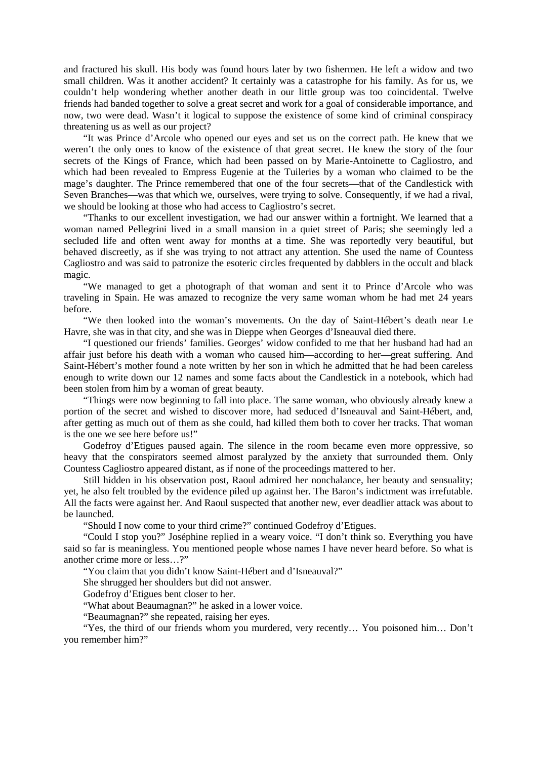and fractured his skull. His body was found hours later by two fishermen. He left a widow and two small children. Was it another accident? It certainly was a catastrophe for his family. As for us, we couldn't help wondering whether another death in our little group was too coincidental. Twelve friends had banded together to solve a great secret and work for a goal of considerable importance, and now, two were dead. Wasn't it logical to suppose the existence of some kind of criminal conspiracy threatening us as well as our project?

"It was Prince d'Arcole who opened our eyes and set us on the correct path. He knew that we weren't the only ones to know of the existence of that great secret. He knew the story of the four secrets of the Kings of France, which had been passed on by Marie-Antoinette to Cagliostro, and which had been revealed to Empress Eugenie at the Tuileries by a woman who claimed to be the mage's daughter. The Prince remembered that one of the four secrets—that of the Candlestick with Seven Branches—was that which we, ourselves, were trying to solve. Consequently, if we had a rival, we should be looking at those who had access to Cagliostro's secret.

"Thanks to our excellent investigation, we had our answer within a fortnight. We learned that a woman named Pellegrini lived in a small mansion in a quiet street of Paris; she seemingly led a secluded life and often went away for months at a time. She was reportedly very beautiful, but behaved discreetly, as if she was trying to not attract any attention. She used the name of Countess Cagliostro and was said to patronize the esoteric circles frequented by dabblers in the occult and black magic.

"We managed to get a photograph of that woman and sent it to Prince d'Arcole who was traveling in Spain. He was amazed to recognize the very same woman whom he had met 24 years before.

"We then looked into the woman's movements. On the day of Saint-Hébert's death near Le Havre, she was in that city, and she was in Dieppe when Georges d'Isneauval died there.

"I questioned our friends' families. Georges' widow confided to me that her husband had had an affair just before his death with a woman who caused him—according to her—great suffering. And Saint-Hébert's mother found a note written by her son in which he admitted that he had been careless enough to write down our 12 names and some facts about the Candlestick in a notebook, which had been stolen from him by a woman of great beauty.

"Things were now beginning to fall into place. The same woman, who obviously already knew a portion of the secret and wished to discover more, had seduced d'Isneauval and Saint-Hébert, and, after getting as much out of them as she could, had killed them both to cover her tracks. That woman is the one we see here before us!"

Godefroy d'Etigues paused again. The silence in the room became even more oppressive, so heavy that the conspirators seemed almost paralyzed by the anxiety that surrounded them. Only Countess Cagliostro appeared distant, as if none of the proceedings mattered to her.

Still hidden in his observation post, Raoul admired her nonchalance, her beauty and sensuality; yet, he also felt troubled by the evidence piled up against her. The Baron's indictment was irrefutable. All the facts were against her. And Raoul suspected that another new, ever deadlier attack was about to be launched.

"Should I now come to your third crime?" continued Godefroy d'Etigues.

"Could I stop you?" Joséphine replied in a weary voice. "I don't think so. Everything you have said so far is meaningless. You mentioned people whose names I have never heard before. So what is another crime more or less…?"

"You claim that you didn't know Saint-Hébert and d'Isneauval?"

She shrugged her shoulders but did not answer.

Godefroy d'Etigues bent closer to her.

"What about Beaumagnan?" he asked in a lower voice.

"Beaumagnan?" she repeated, raising her eyes.

"Yes, the third of our friends whom you murdered, very recently… You poisoned him… Don't you remember him?"